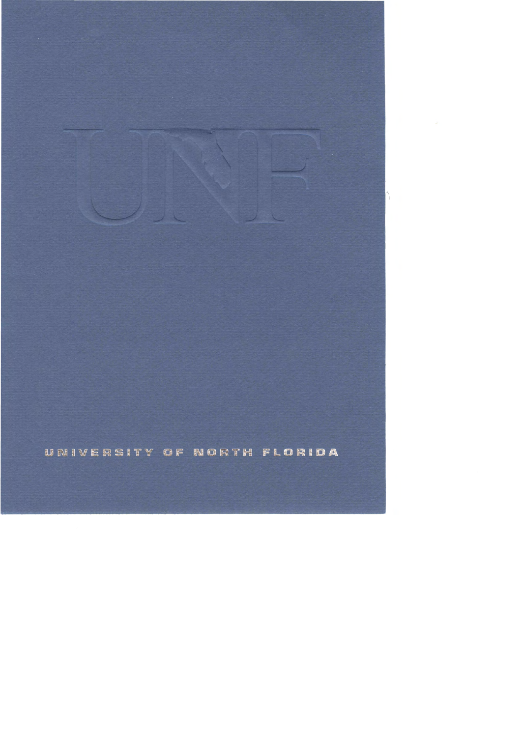UNF

UNIVERSITY OF NORTH FLORIDA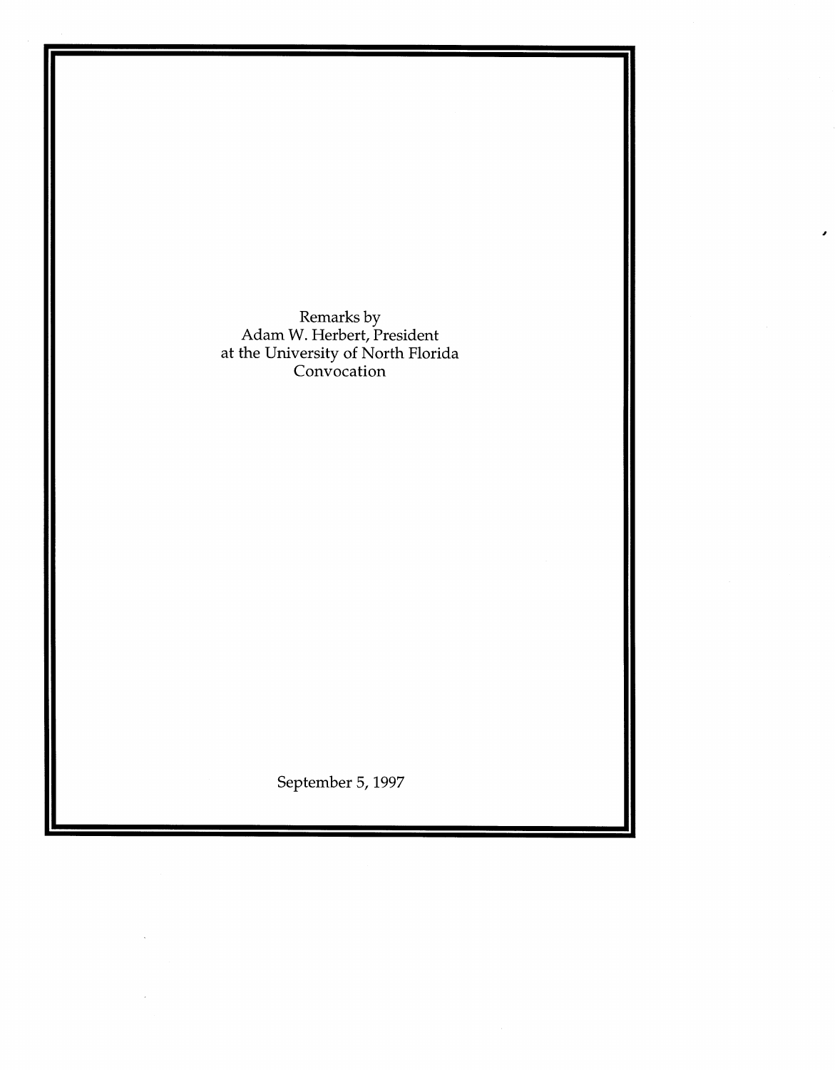Remarks by
Adam W. Herbert, President
at the University of North Florida
Convocation

September 5, 1997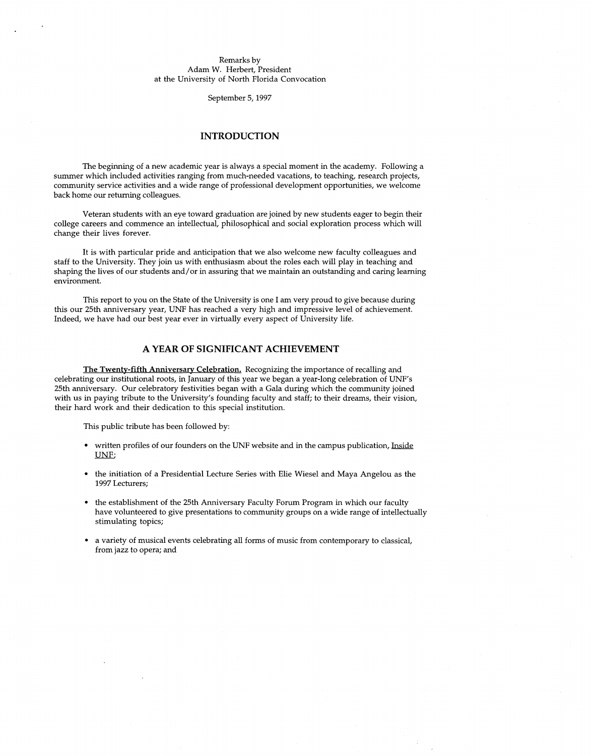Remarks by
Adam W. Herbert, President
at the University of North Florida Convocation

September 5, 1997

## INTRODUCTION

The beginning of a new academic year is always a special moment in the academy. Following a summer which included activities ranging from much-needed vacations, to teaching, research projects, community service activities and a wide range of professional development opportunities, we welcome back home our returning colleagues.

Veteran students with an eye toward graduation are joined by new students eager to begin their college careers and commence an intellectual, philosophical and social exploration process which will change their lives forever.

It is with particular pride and anticipation that we also welcome new faculty colleagues and staff to the University. They join us with enthusiasm about the roles each will play in teaching and shaping the lives of our students and/or in assuring that we maintain an outstanding and caring learning environment.

This report to you on the State of the University is one I am very proud to give because during this our 25th anniversary year, UNF has reached a very high and impressive level of achievement. Indeed, we have had our best year ever in virtually every aspect of University life.

## A YEAR OF SIGNIFICANT ACHIEVEMENT

**The Twenty-fifth Anniversary Celebration.** Recognizing the importance of recalling and celebrating our institutional roots, in January of this year we began a year-long celebration of UNF's 25th anniversary. Our celebratory festivities began with a Gala during which the community joined with us in paying tribute to the University's founding faculty and staff; to their dreams, their vision, their hard work and their dedication to this special institution.

This public tribute has been followed by:

- written profiles of our founders on the UNF website and in the campus publication, Inside UNF;
- the initiation of a Presidential Lecture Series with Elie Wiesel and Maya Angelou as the 1997 Lecturers;
- the establishment of the 25th Anniversary Faculty Forum Program in which our faculty have volunteered to give presentations to community groups on a wide range of intellectually stimulating topics;
- a variety of musical events celebrating all forms of music from contemporary to classical, from jazz to opera; and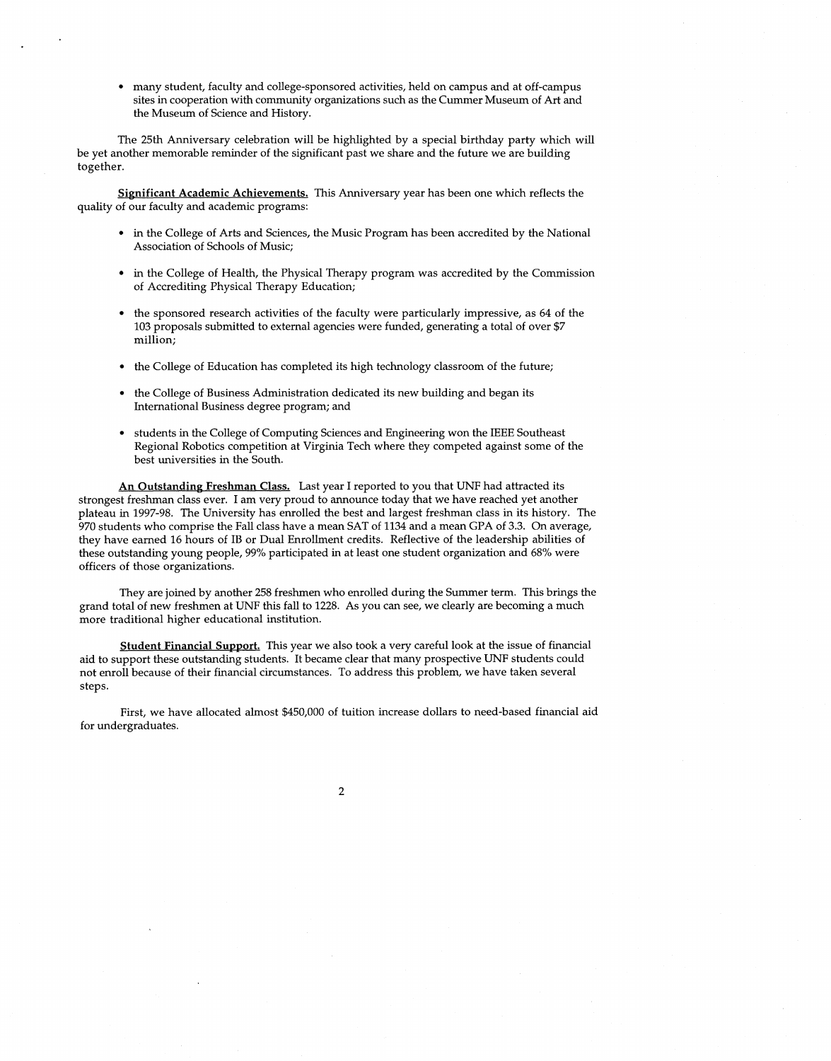- many student, faculty and college-sponsored activities, held on campus and at off-campus sites in cooperation with community organizations such as the Cummer Museum of Art and the Museum of Science and History.

The 25th Anniversary celebration will be highlighted by a special birthday party which will be yet another memorable reminder of the significant past we share and the future we are building together.

**Significant Academic Achievements.** This Anniversary year has been one which reflects the quality of our faculty and academic programs:

- in the College of Arts and Sciences, the Music Program has been accredited by the National Association of Schools of Music;

- in the College of Health, the Physical Therapy program was accredited by the Commission of Accrediting Physical Therapy Education;

- the sponsored research activities of the faculty were particularly impressive, as 64 of the 103 proposals submitted to external agencies were funded, generating a total of over $7 million;

- the College of Education has completed its high technology classroom of the future;

- the College of Business Administration dedicated its new building and began its International Business degree program; and

- students in the College of Computing Sciences and Engineering won the IEEE Southeast Regional Robotics competition at Virginia Tech where they competed against some of the best universities in the South.

**An Outstanding Freshman Class.** Last year I reported to you that UNF had attracted its strongest freshman class ever. I am very proud to announce today that we have reached yet another plateau in 1997-98. The University has enrolled the best and largest freshman class in its history. The 970 students who comprise the Fall class have a mean SAT of 1134 and a mean GPA of 3.3. On average, they have earned 16 hours of IB or Dual Enrollment credits. Reflective of the leadership abilities of these outstanding young people, 99% participated in at least one student organization and 68% were officers of those organizations.

They are joined by another 258 freshmen who enrolled during the Summer term. This brings the grand total of new freshmen at UNF this fall to 1228. As you can see, we clearly are becoming a much more traditional higher educational institution.

**Student Financial Support.** This year we also took a very careful look at the issue of financial aid to support these outstanding students. It became clear that many prospective UNF students could not enroll because of their financial circumstances. To address this problem, we have taken several steps.

First, we have allocated almost $450,000 of tuition increase dollars to need-based financial aid for undergraduates.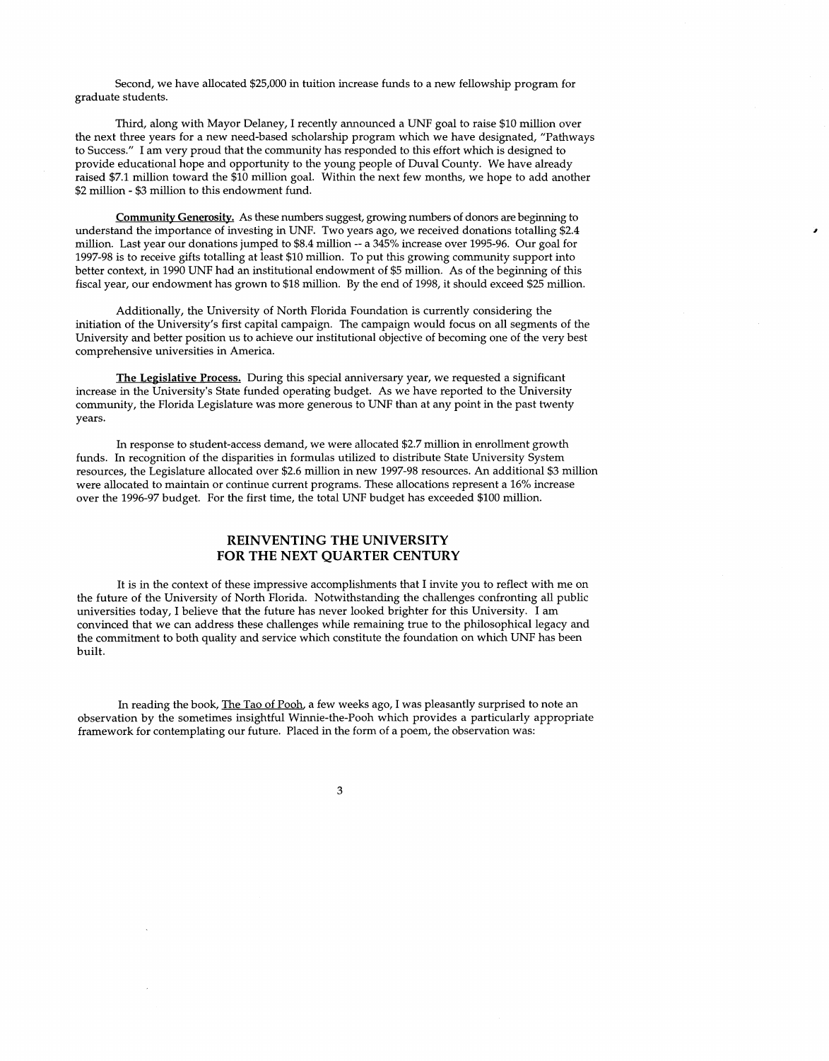Second, we have allocated $25,000 in tuition increase funds to a new fellowship program for graduate students.

Third, along with Mayor Delaney, I recently announced a UNF goal to raise $10 million over the next three years for a new need-based scholarship program which we have designated, "Pathways to Success." I am very proud that the community has responded to this effort which is designed to provide educational hope and opportunity to the young people of Duval County. We have already raised $7.1 million toward the $10 million goal. Within the next few months, we hope to add another $2 million - $3 million to this endowment fund.

**Community Generosity.** As these numbers suggest, growing numbers of donors are beginning to understand the importance of investing in UNF. Two years ago, we received donations totalling $2.4 million. Last year our donations jumped to $8.4 million -- a 345% increase over 1995-96. Our goal for 1997-98 is to receive gifts totalling at least $10 million. To put this growing community support into better context, in 1990 UNF had an institutional endowment of $5 million. As of the beginning of this fiscal year, our endowment has grown to $18 million. By the end of 1998, it should exceed $25 million.

Additionally, the University of North Florida Foundation is currently considering the initiation of the University's first capital campaign. The campaign would focus on all segments of the University and better position us to achieve our institutional objective of becoming one of the very best comprehensive universities in America.

**The Legislative Process.** During this special anniversary year, we requested a significant increase in the University's State funded operating budget. As we have reported to the University community, the Florida Legislature was more generous to UNF than at any point in the past twenty years.

In response to student-access demand, we were allocated $2.7 million in enrollment growth funds. In recognition of the disparities in formulas utilized to distribute State University System resources, the Legislature allocated over $2.6 million in new 1997-98 resources. An additional $3 million were allocated to maintain or continue current programs. These allocations represent a 16% increase over the 1996-97 budget. For the first time, the total UNF budget has exceeded $100 million.

## REINVENTING THE UNIVERSITY FOR THE NEXT QUARTER CENTURY

It is in the context of these impressive accomplishments that I invite you to reflect with me on the future of the University of North Florida. Notwithstanding the challenges confronting all public universities today, I believe that the future has never looked brighter for this University. I am convinced that we can address these challenges while remaining true to the philosophical legacy and the commitment to both quality and service which constitute the foundation on which UNF has been built.

In reading the book, The Tao of Pooh, a few weeks ago, I was pleasantly surprised to note an observation by the sometimes insightful Winnie-the-Pooh which provides a particularly appropriate framework for contemplating our future. Placed in the form of a poem, the observation was: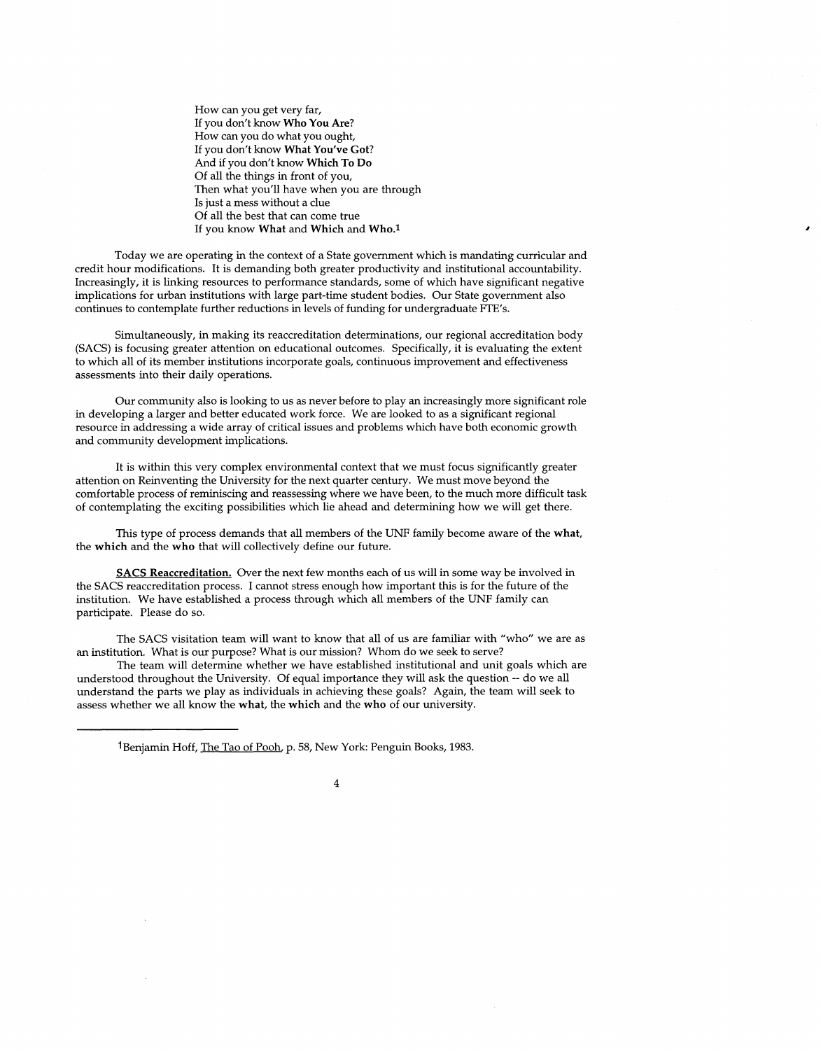How can you get very far,  
If you don't know **Who You Are**?  
How can you do what you ought,  
If you don't know **What You've Got**?  
And if you don't know **Which To Do**  
Of all the things in front of you,  
Then what you'll have when you are through  
Is just a mess without a clue  
Of all the best that can come true  
If you know **What** and **Which** and **Who**.[1]

Today we are operating in the context of a State government which is mandating curricular and credit hour modifications. It is demanding both greater productivity and institutional accountability. Increasingly, it is linking resources to performance standards, some of which have significant negative implications for urban institutions with large part-time student bodies. Our State government also continues to contemplate further reductions in levels of funding for undergraduate FTE's.

Simultaneously, in making its reaccreditation determinations, our regional accreditation body (SACS) is focusing greater attention on educational outcomes. Specifically, it is evaluating the extent to which all of its member institutions incorporate goals, continuous improvement and effectiveness assessments into their daily operations.

Our community also is looking to us as never before to play an increasingly more significant role in developing a larger and better educated work force. We are looked to as a significant regional resource in addressing a wide array of critical issues and problems which have both economic growth and community development implications.

It is within this very complex environmental context that we must focus significantly greater attention on Reinventing the University for the next quarter century. We must move beyond the comfortable process of reminiscing and reassessing where we have been, to the much more difficult task of contemplating the exciting possibilities which lie ahead and determining how we will get there.

This type of process demands that all members of the UNF family become aware of the **what**, the **which** and the **who** that will collectively define our future.

<u>**SACS Reaccreditation.**</u> Over the next few months each of us will in some way be involved in the SACS reaccreditation process. I cannot stress enough how important this is for the future of the institution. We have established a process through which all members of the UNF family can participate. Please do so.

The SACS visitation team will want to know that all of us are familiar with "who" we are as an institution. What is our purpose? What is our mission? Whom do we seek to serve?

The team will determine whether we have established institutional and unit goals which are understood throughout the University. Of equal importance they will ask the question -- do we all understand the parts we play as individuals in achieving these goals? Again, the team will seek to assess whether we all know the **what**, the **which** and the **who** of our university.

---

[1] Benjamin Hoff, <u>The Tao of Pooh</u>, p. 58, New York: Penguin Books, 1983.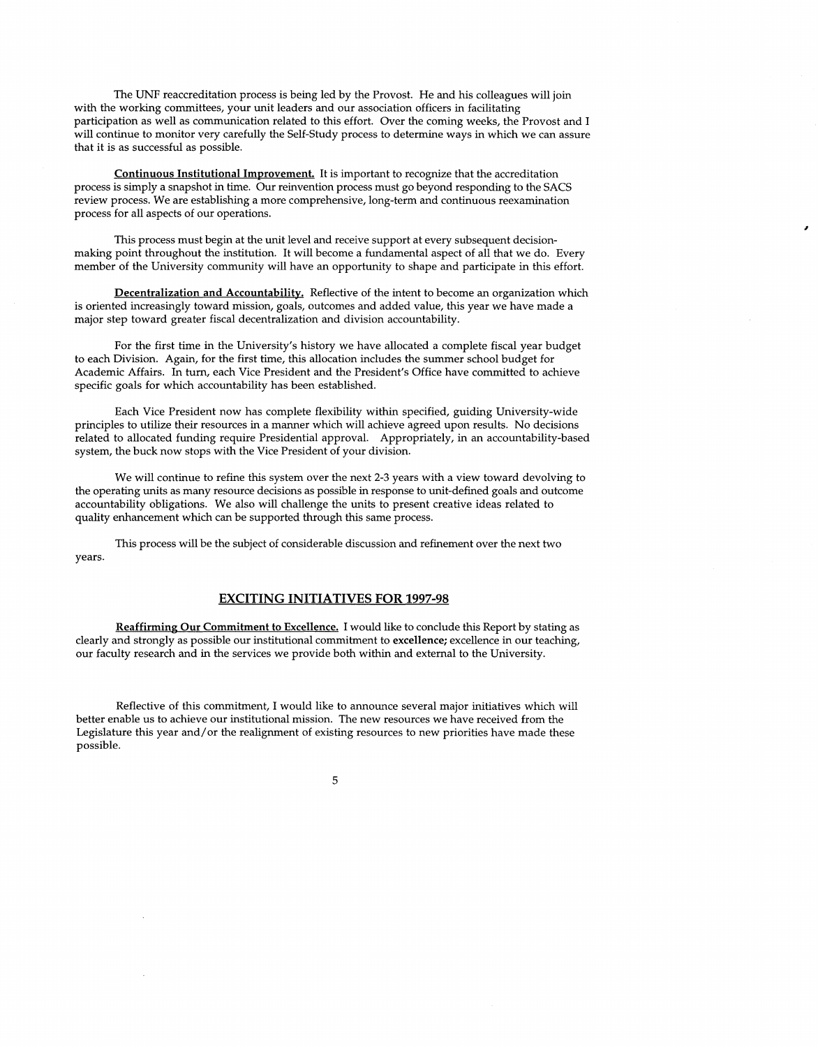The UNF reaccreditation process is being led by the Provost. He and his colleagues will join with the working committees, your unit leaders and our association officers in facilitating participation as well as communication related to this effort. Over the coming weeks, the Provost and I will continue to monitor very carefully the Self-Study process to determine ways in which we can assure that it is as successful as possible.

**Continuous Institutional Improvement.** It is important to recognize that the accreditation process is simply a snapshot in time. Our reinvention process must go beyond responding to the SACS review process. We are establishing a more comprehensive, long-term and continuous reexamination process for all aspects of our operations.

This process must begin at the unit level and receive support at every subsequent decision-making point throughout the institution. It will become a fundamental aspect of all that we do. Every member of the University community will have an opportunity to shape and participate in this effort.

**Decentralization and Accountability.** Reflective of the intent to become an organization which is oriented increasingly toward mission, goals, outcomes and added value, this year we have made a major step toward greater fiscal decentralization and division accountability.

For the first time in the University's history we have allocated a complete fiscal year budget to each Division. Again, for the first time, this allocation includes the summer school budget for Academic Affairs. In turn, each Vice President and the President's Office have committed to achieve specific goals for which accountability has been established.

Each Vice President now has complete flexibility within specified, guiding University-wide principles to utilize their resources in a manner which will achieve agreed upon results. No decisions related to allocated funding require Presidential approval. Appropriately, in an accountability-based system, the buck now stops with the Vice President of your division.

We will continue to refine this system over the next 2-3 years with a view toward devolving to the operating units as many resource decisions as possible in response to unit-defined goals and outcome accountability obligations. We also will challenge the units to present creative ideas related to quality enhancement which can be supported through this same process.

This process will be the subject of considerable discussion and refinement over the next two years.

## EXCITING INITIATIVES FOR 1997-98

**Reaffirming Our Commitment to Excellence.** I would like to conclude this Report by stating as clearly and strongly as possible our institutional commitment to **excellence;** excellence in our teaching, our faculty research and in the services we provide both within and external to the University.

Reflective of this commitment, I would like to announce several major initiatives which will better enable us to achieve our institutional mission. The new resources we have received from the Legislature this year and/or the realignment of existing resources to new priorities have made these possible.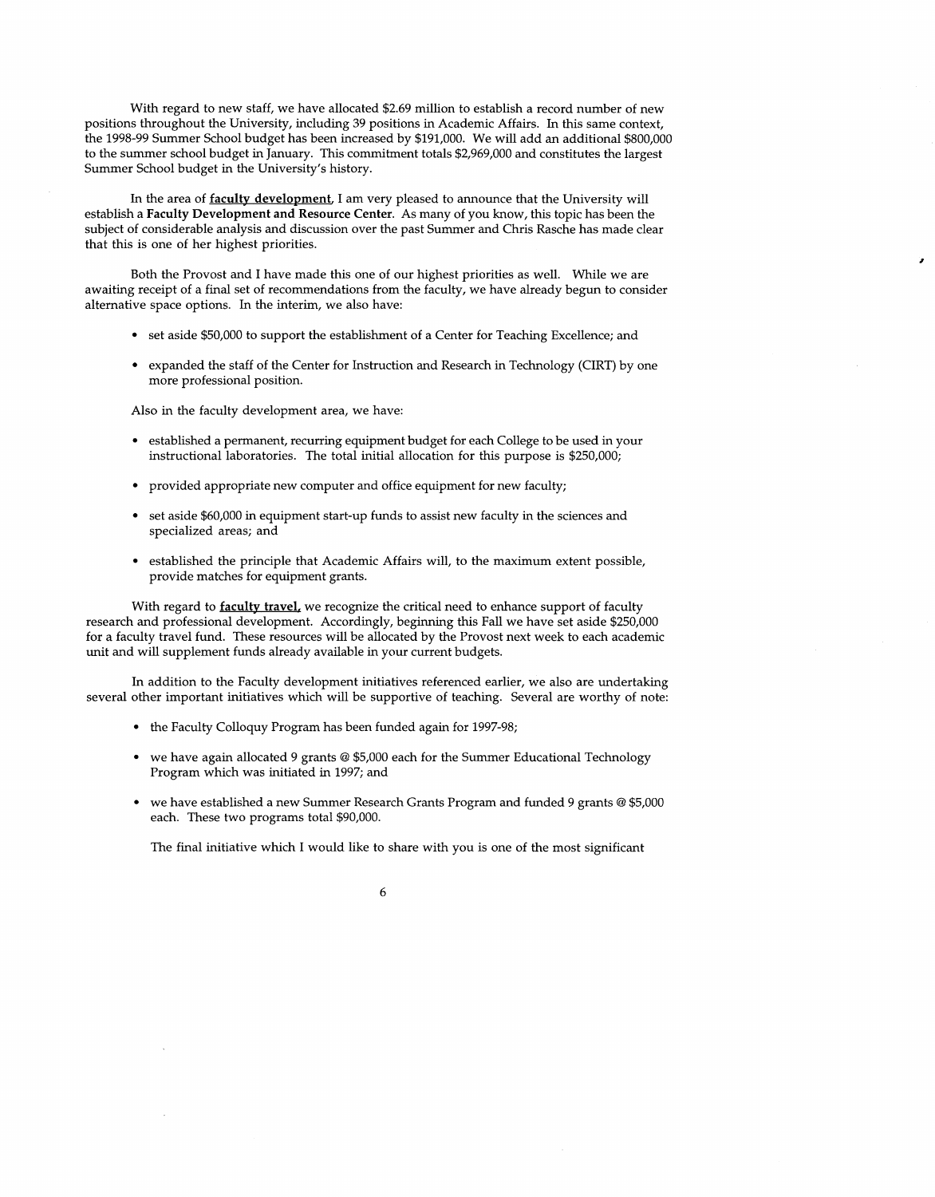With regard to new staff, we have allocated $2.69 million to establish a record number of new positions throughout the University, including 39 positions in Academic Affairs. In this same context, the 1998-99 Summer School budget has been increased by $191,000. We will add an additional $800,000 to the summer school budget in January. This commitment totals $2,969,000 and constitutes the largest Summer School budget in the University's history.

In the area of **faculty development**, I am very pleased to announce that the University will establish a **Faculty Development and Resource Center**. As many of you know, this topic has been the subject of considerable analysis and discussion over the past Summer and Chris Rasche has made clear that this is one of her highest priorities.

Both the Provost and I have made this one of our highest priorities as well. While we are awaiting receipt of a final set of recommendations from the faculty, we have already begun to consider alternative space options. In the interim, we also have:

- set aside $50,000 to support the establishment of a Center for Teaching Excellence; and
- expanded the staff of the Center for Instruction and Research in Technology (CIRT) by one more professional position.

Also in the faculty development area, we have:

- established a permanent, recurring equipment budget for each College to be used in your instructional laboratories. The total initial allocation for this purpose is $250,000;
- provided appropriate new computer and office equipment for new faculty;
- set aside $60,000 in equipment start-up funds to assist new faculty in the sciences and specialized areas; and
- established the principle that Academic Affairs will, to the maximum extent possible, provide matches for equipment grants.

With regard to **faculty travel**, we recognize the critical need to enhance support of faculty research and professional development. Accordingly, beginning this Fall we have set aside $250,000 for a faculty travel fund. These resources will be allocated by the Provost next week to each academic unit and will supplement funds already available in your current budgets.

In addition to the Faculty development initiatives referenced earlier, we also are undertaking several other important initiatives which will be supportive of teaching. Several are worthy of note:

- the Faculty Colloquy Program has been funded again for 1997-98;
- we have again allocated 9 grants @ $5,000 each for the Summer Educational Technology Program which was initiated in 1997; and
- we have established a new Summer Research Grants Program and funded 9 grants @ $5,000 each. These two programs total $90,000.

The final initiative which I would like to share with you is one of the most significant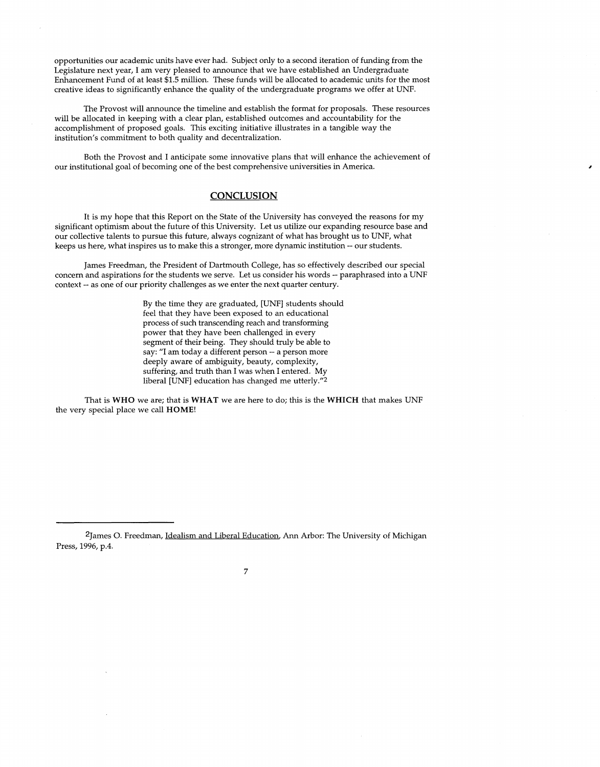opportunities our academic units have ever had. Subject only to a second iteration of funding from the Legislature next year, I am very pleased to announce that we have established an Undergraduate Enhancement Fund of at least $1.5 million. These funds will be allocated to academic units for the most creative ideas to significantly enhance the quality of the undergraduate programs we offer at UNF.

The Provost will announce the timeline and establish the format for proposals. These resources will be allocated in keeping with a clear plan, established outcomes and accountability for the accomplishment of proposed goals. This exciting initiative illustrates in a tangible way the institution's commitment to both quality and decentralization.

Both the Provost and I anticipate some innovative plans that will enhance the achievement of our institutional goal of becoming one of the best comprehensive universities in America.

## CONCLUSION

It is my hope that this Report on the State of the University has conveyed the reasons for my significant optimism about the future of this University. Let us utilize our expanding resource base and our collective talents to pursue this future, always cognizant of what has brought us to UNF, what keeps us here, what inspires us to make this a stronger, more dynamic institution -- our students.

James Freedman, the President of Dartmouth College, has so effectively described our special concern and aspirations for the students we serve. Let us consider his words -- paraphrased into a UNF context -- as one of our priority challenges as we enter the next quarter century.

> By the time they are graduated, [UNF] students should feel that they have been exposed to an educational process of such transcending reach and transforming power that they have been challenged in every segment of their being. They should truly be able to say: "I am today a different person -- a person more deeply aware of ambiguity, beauty, complexity, suffering, and truth than I was when I entered. My liberal [UNF] education has changed me utterly."[2]

That is **WHO** we are; that is **WHAT** we are here to do; this is the **WHICH** that makes UNF the very special place we call **HOME**!

---

[2]James O. Freedman, Idealism and Liberal Education, Ann Arbor: The University of Michigan Press, 1996, p.4.